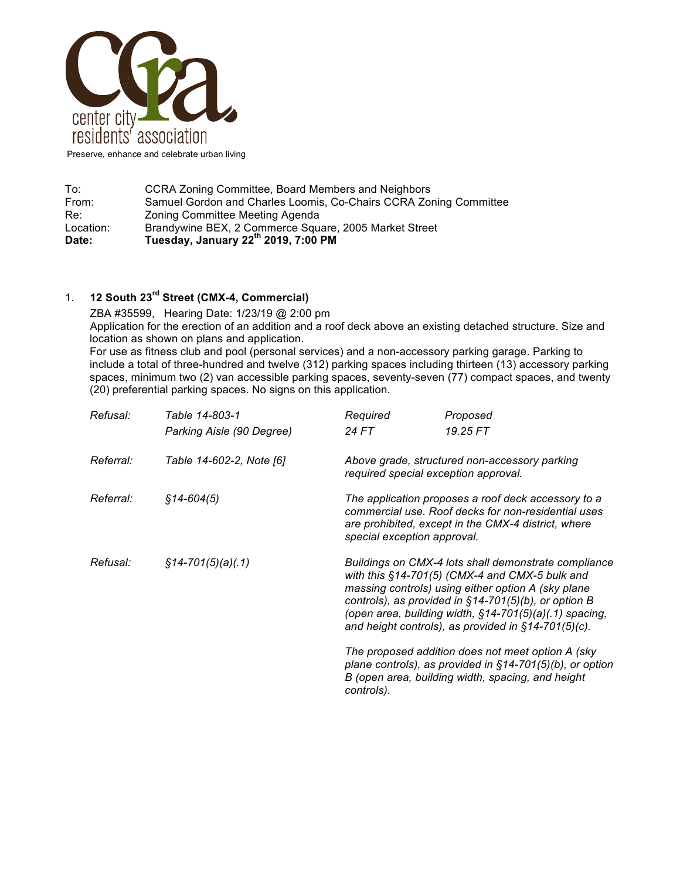center city residents' association

Preserve, enhance and celebrate urban living

| | |
|---|---|
| To: | CCRA Zoning Committee, Board Members and Neighbors |
| From: | Samuel Gordon and Charles Loomis, Co-Chairs CCRA Zoning Committee |
| Re: | Zoning Committee Meeting Agenda |
| Location: | Brandywine BEX, 2 Commerce Square, 2005 Market Street |
| **Date:** | **Tuesday, January 22nd 2019, 7:00 PM** |

1. **12 South 23rd Street (CMX-4, Commercial)**

   ZBA #35599, Hearing Date: 1/23/19 @ 2:00 pm
   Application for the erection of an addition and a roof deck above an existing detached structure. Size and location as shown on plans and application.
   For use as fitness club and pool (personal services) and a non-accessory parking garage. Parking to include a total of three-hundred and twelve (312) parking spaces including thirteen (13) accessory parking spaces, minimum two (2) van accessible parking spaces, seventy-seven (77) compact spaces, and twenty (20) preferential parking spaces. No signs on this application.

| | | | |
|---|---|---|---|
| *Refusal:* | *Table 14-803-1* *Parking Aisle (90 Degree)* | *Required* *24 FT* | *Proposed* *19.25 FT* |
| *Referral:* | *Table 14-602-2, Note [6]* | *Above grade, structured non-accessory parking required special exception approval.* | |
| *Referral:* | *§14-604(5)* | *The application proposes a roof deck accessory to a commercial use. Roof decks for non-residential uses are prohibited, except in the CMX-4 district, where special exception approval.* | |
| *Refusal:* | *§14-701(5)(a)(.1)* | *Buildings on CMX-4 lots shall demonstrate compliance with this §14-701(5) (CMX-4 and CMX-5 bulk and massing controls) using either option A (sky plane controls), as provided in §14-701(5)(b), or option B (open area, building width, §14-701(5)(a)(.1) spacing, and height controls), as provided in §14-701(5)(c).* *The proposed addition does not meet option A (sky plane controls), as provided in §14-701(5)(b), or option B (open area, building width, spacing, and height controls).* | |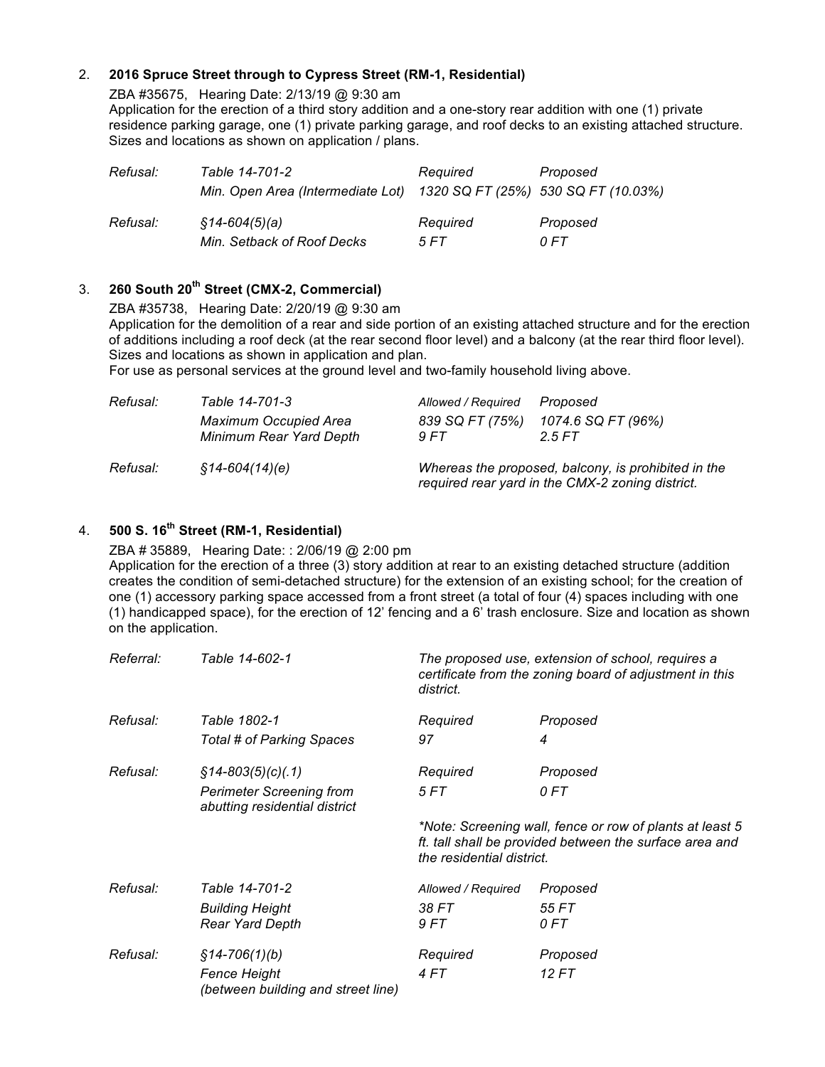2. **2016 Spruce Street through to Cypress Street (RM-1, Residential)**

ZBA #35675, Hearing Date: 2/13/19 @ 9:30 am
Application for the erection of a third story addition and a one-story rear addition with one (1) private residence parking garage, one (1) private parking garage, and roof decks to an existing attached structure. Sizes and locations as shown on application / plans.

| | | | |
|---|---|---|---|
| *Refusal:* | *Table 14-701-2* | *Required* | *Proposed* |
| | *Min. Open Area (Intermediate Lot)* | *1320 SQ FT (25%)* | *530 SQ FT (10.03%)* |
| *Refusal:* | *§14-604(5)(a)* | *Required* | *Proposed* |
| | *Min. Setback of Roof Decks* | *5 FT* | *0 FT* |

3. **260 South 20th Street (CMX-2, Commercial)**

ZBA #35738, Hearing Date: 2/20/19 @ 9:30 am
Application for the demolition of a rear and side portion of an existing attached structure and for the erection of additions including a roof deck (at the rear second floor level) and a balcony (at the rear third floor level). Sizes and locations as shown in application and plan.
For use as personal services at the ground level and two-family household living above.

| | | | |
|---|---|---|---|
| *Refusal:* | *Table 14-701-3* | *Allowed / Required* | *Proposed* |
| | *Maximum Occupied Area* | *839 SQ FT (75%)* | *1074.6 SQ FT (96%)* |
| | *Minimum Rear Yard Depth* | *9 FT* | *2.5 FT* |
| *Refusal:* | *§14-604(14)(e)* | *Whereas the proposed, balcony, is prohibited in the required rear yard in the CMX-2 zoning district.* | |

4. **500 S. 16th Street (RM-1, Residential)**

ZBA # 35889, Hearing Date: : 2/06/19 @ 2:00 pm
Application for the erection of a three (3) story addition at rear to an existing detached structure (addition creates the condition of semi-detached structure) for the extension of an existing school; for the creation of one (1) accessory parking space accessed from a front street (a total of four (4) spaces including with one (1) handicapped space), for the erection of 12' fencing and a 6' trash enclosure. Size and location as shown on the application.

| | | | |
|---|---|---|---|
| *Referral:* | *Table 14-602-1* | *The proposed use, extension of school, requires a certificate from the zoning board of adjustment in this district.* | |
| *Refusal:* | *Table 1802-1* | *Required* | *Proposed* |
| | *Total # of Parking Spaces* | *97* | *4* |
| *Refusal:* | *§14-803(5)(c)(.1)* | *Required* | *Proposed* |
| | *Perimeter Screening from abutting residential district* | *5 FT* | *0 FT* |
| | | *\*Note: Screening wall, fence or row of plants at least 5 ft. tall shall be provided between the surface area and the residential district.* | |
| *Refusal:* | *Table 14-701-2* | *Allowed / Required* | *Proposed* |
| | *Building Height* | *38 FT* | *55 FT* |
| | *Rear Yard Depth* | *9 FT* | *0 FT* |
| *Refusal:* | *§14-706(1)(b)* | *Required* | *Proposed* |
| | *Fence Height (between building and street line)* | *4 FT* | *12 FT* |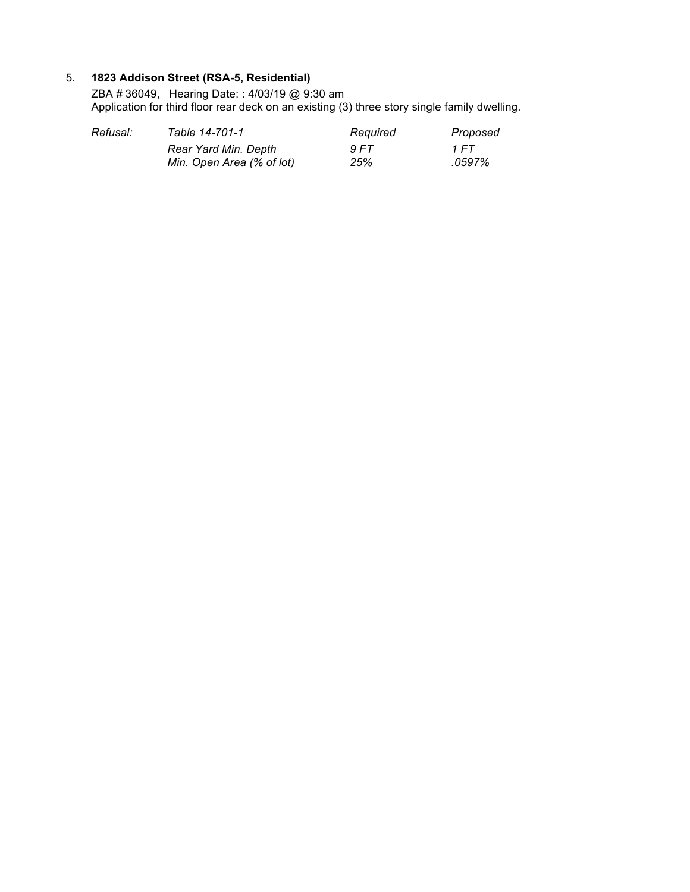5. **1823 Addison Street (RSA-5, Residential)**

ZBA # 36049, Hearing Date: : 4/03/19 @ 9:30 am
Application for third floor rear deck on an existing (3) three story single family dwelling.

| | | | |
|---|---|---|---|
| *Refusal:* | *Table 14-701-1* | *Required* | *Proposed* |
| | *Rear Yard Min. Depth* | *9 FT* | *1 FT* |
| | *Min. Open Area (% of lot)* | *25%* | *.0597%* |